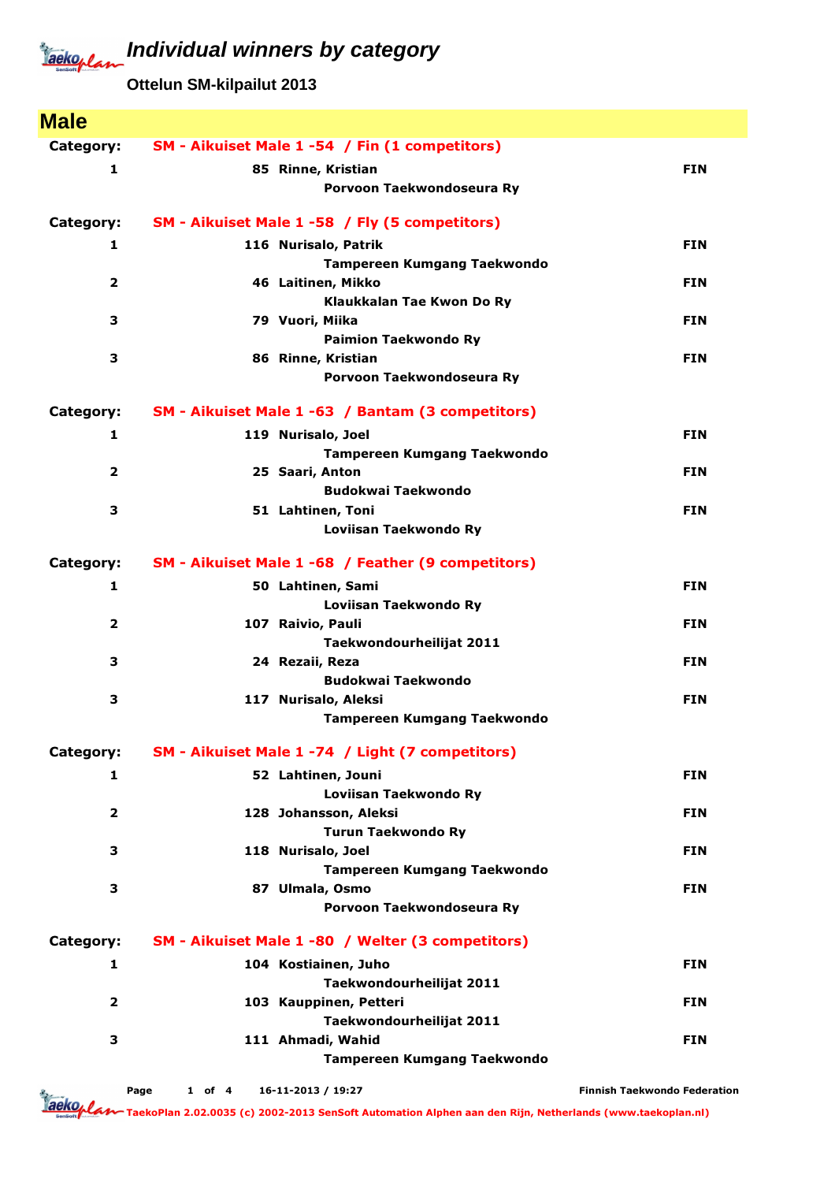# Individual winners by category

**Ottelun SM-kilpailut 2013**

## Male

**Category: SM - Aikuiset Male 1 -54 / Fin (1 competitors)**

| Place | No. | Name / Club | Country |
|---|---|---|---|
| 1 | 85 | Rinne, Kristian<br>Porvoon Taekwondoseura Ry | FIN |

**Category: SM - Aikuiset Male 1 -58 / Fly (5 competitors)**

| Place | No. | Name / Club | Country |
|---|---|---|---|
| 1 | 116 | Nurisalo, Patrik<br>Tampereen Kumgang Taekwondo | FIN |
| 2 | 46 | Laitinen, Mikko<br>Klaukkalan Tae Kwon Do Ry | FIN |
| 3 | 79 | Vuori, Miika<br>Paimion Taekwondo Ry | FIN |
| 3 | 86 | Rinne, Kristian<br>Porvoon Taekwondoseura Ry | FIN |

**Category: SM - Aikuiset Male 1 -63 / Bantam (3 competitors)**

| Place | No. | Name / Club | Country |
|---|---|---|---|
| 1 | 119 | Nurisalo, Joel<br>Tampereen Kumgang Taekwondo | FIN |
| 2 | 25 | Saari, Anton<br>Budokwai Taekwondo | FIN |
| 3 | 51 | Lahtinen, Toni<br>Loviisan Taekwondo Ry | FIN |

**Category: SM - Aikuiset Male 1 -68 / Feather (9 competitors)**

| Place | No. | Name / Club | Country |
|---|---|---|---|
| 1 | 50 | Lahtinen, Sami<br>Loviisan Taekwondo Ry | FIN |
| 2 | 107 | Raivio, Pauli<br>Taekwondourheilijat 2011 | FIN |
| 3 | 24 | Rezaii, Reza<br>Budokwai Taekwondo | FIN |
| 3 | 117 | Nurisalo, Aleksi<br>Tampereen Kumgang Taekwondo | FIN |

**Category: SM - Aikuiset Male 1 -74 / Light (7 competitors)**

| Place | No. | Name / Club | Country |
|---|---|---|---|
| 1 | 52 | Lahtinen, Jouni<br>Loviisan Taekwondo Ry | FIN |
| 2 | 128 | Johansson, Aleksi<br>Turun Taekwondo Ry | FIN |
| 3 | 118 | Nurisalo, Joel<br>Tampereen Kumgang Taekwondo | FIN |
| 3 | 87 | Ulmala, Osmo<br>Porvoon Taekwondoseura Ry | FIN |

**Category: SM - Aikuiset Male 1 -80 / Welter (3 competitors)**

| Place | No. | Name / Club | Country |
|---|---|---|---|
| 1 | 104 | Kostiainen, Juho<br>Taekwondourheilijat 2011 | FIN |
| 2 | 103 | Kauppinen, Petteri<br>Taekwondourheilijat 2011 | FIN |
| 3 | 111 | Ahmadi, Wahid<br>Tampereen Kumgang Taekwondo | FIN |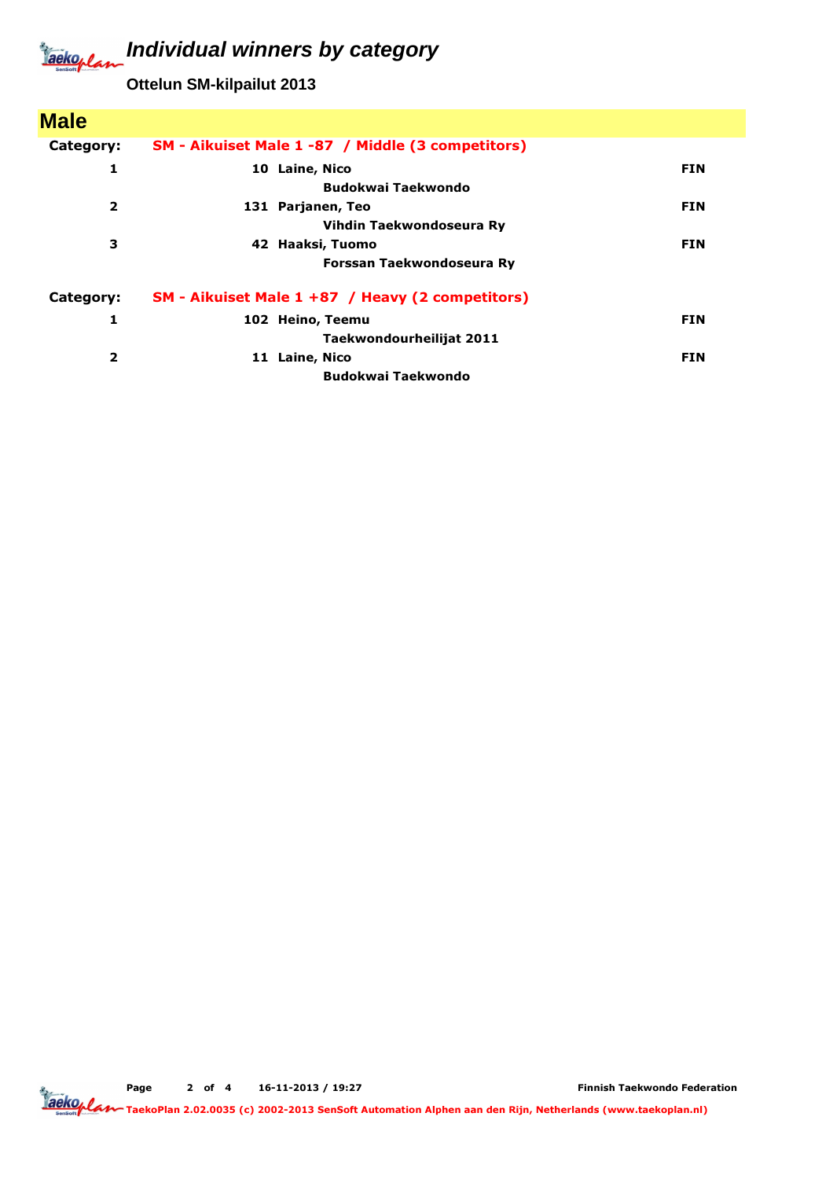# Individual winners by category

**Ottelun SM-kilpailut 2013**

## Male

**Category: SM - Aikuiset Male 1 -87 / Middle (3 competitors)**

| Place | No. | Name / Club | Country |
|---|---|---|---|
| 1 | 10 | Laine, Nico<br>Budokwai Taekwondo | FIN |
| 2 | 131 | Parjanen, Teo<br>Vihdin Taekwondoseura Ry | FIN |
| 3 | 42 | Haaksi, Tuomo<br>Forssan Taekwondoseura Ry | FIN |

**Category: SM - Aikuiset Male 1 +87 / Heavy (2 competitors)**

| Place | No. | Name / Club | Country |
|---|---|---|---|
| 1 | 102 | Heino, Teemu<br>Taekwondourheilijat 2011 | FIN |
| 2 | 11 | Laine, Nico<br>Budokwai Taekwondo | FIN |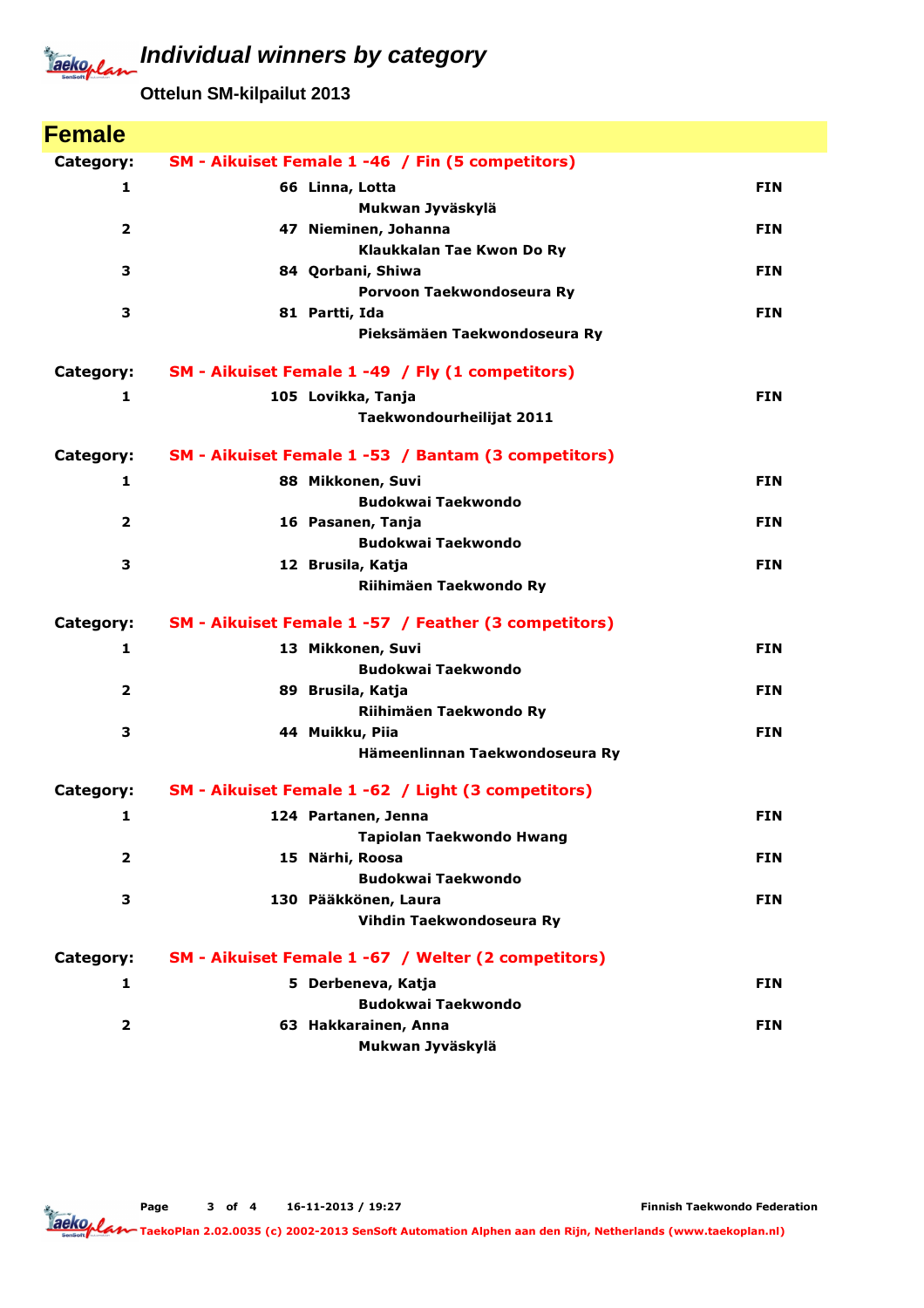# Individual winners by category

**Ottelun SM-kilpailut 2013**

## Female

**Category: SM - Aikuiset Female 1 -46 / Fin (5 competitors)**

| Place | No. | Name / Club | Country |
|---|---|---|---|
| 1 | 66 | Linna, Lotta<br>Mukwan Jyväskylä | FIN |
| 2 | 47 | Nieminen, Johanna<br>Klaukkalan Tae Kwon Do Ry | FIN |
| 3 | 84 | Qorbani, Shiwa<br>Porvoon Taekwondoseura Ry | FIN |
| 3 | 81 | Partti, Ida<br>Pieksämäen Taekwondoseura Ry | FIN |

**Category: SM - Aikuiset Female 1 -49 / Fly (1 competitors)**

| Place | No. | Name / Club | Country |
|---|---|---|---|
| 1 | 105 | Lovikka, Tanja<br>Taekwondourheilijat 2011 | FIN |

**Category: SM - Aikuiset Female 1 -53 / Bantam (3 competitors)**

| Place | No. | Name / Club | Country |
|---|---|---|---|
| 1 | 88 | Mikkonen, Suvi<br>Budokwai Taekwondo | FIN |
| 2 | 16 | Pasanen, Tanja<br>Budokwai Taekwondo | FIN |
| 3 | 12 | Brusila, Katja<br>Riihimäen Taekwondo Ry | FIN |

**Category: SM - Aikuiset Female 1 -57 / Feather (3 competitors)**

| Place | No. | Name / Club | Country |
|---|---|---|---|
| 1 | 13 | Mikkonen, Suvi<br>Budokwai Taekwondo | FIN |
| 2 | 89 | Brusila, Katja<br>Riihimäen Taekwondo Ry | FIN |
| 3 | 44 | Muikku, Piia<br>Hämeenlinnan Taekwondoseura Ry | FIN |

**Category: SM - Aikuiset Female 1 -62 / Light (3 competitors)**

| Place | No. | Name / Club | Country |
|---|---|---|---|
| 1 | 124 | Partanen, Jenna<br>Tapiolan Taekwondo Hwang | FIN |
| 2 | 15 | Närhi, Roosa<br>Budokwai Taekwondo | FIN |
| 3 | 130 | Pääkkönen, Laura<br>Vihdin Taekwondoseura Ry | FIN |

**Category: SM - Aikuiset Female 1 -67 / Welter (2 competitors)**

| Place | No. | Name / Club | Country |
|---|---|---|---|
| 1 | 5 | Derbeneva, Katja<br>Budokwai Taekwondo | FIN |
| 2 | 63 | Hakkarainen, Anna<br>Mukwan Jyväskylä | FIN |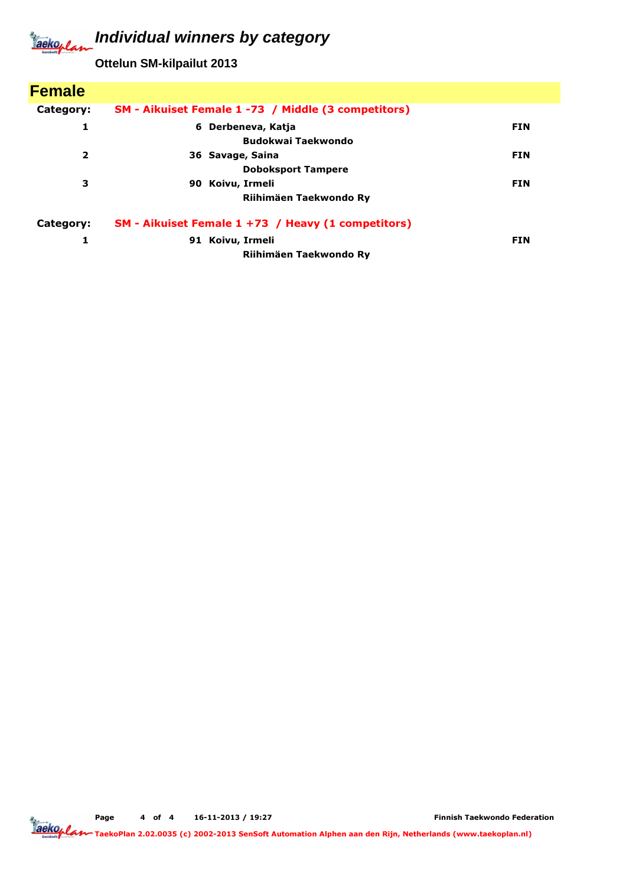# Individual winners by category

**Ottelun SM-kilpailut 2013**

## Female

**Category:** SM - Aikuiset Female 1 -73 / Middle (3 competitors)

| | | | |
|---|---|---|---|
| 1 | 6 | Derbeneva, Katja<br>Budokwai Taekwondo | FIN |
| 2 | 36 | Savage, Saina<br>Doboksport Tampere | FIN |
| 3 | 90 | Koivu, Irmeli<br>Riihimäen Taekwondo Ry | FIN |

**Category:** SM - Aikuiset Female 1 +73 / Heavy (1 competitors)

| | | | |
|---|---|---|---|
| 1 | 91 | Koivu, Irmeli<br>Riihimäen Taekwondo Ry | FIN |

16-11-2013 / 19:27

Finnish Taekwondo Federation

TaekoPlan 2.02.0035 (c) 2002-2013 SenSoft Automation Alphen aan den Rijn, Netherlands (www.taekoplan.nl)